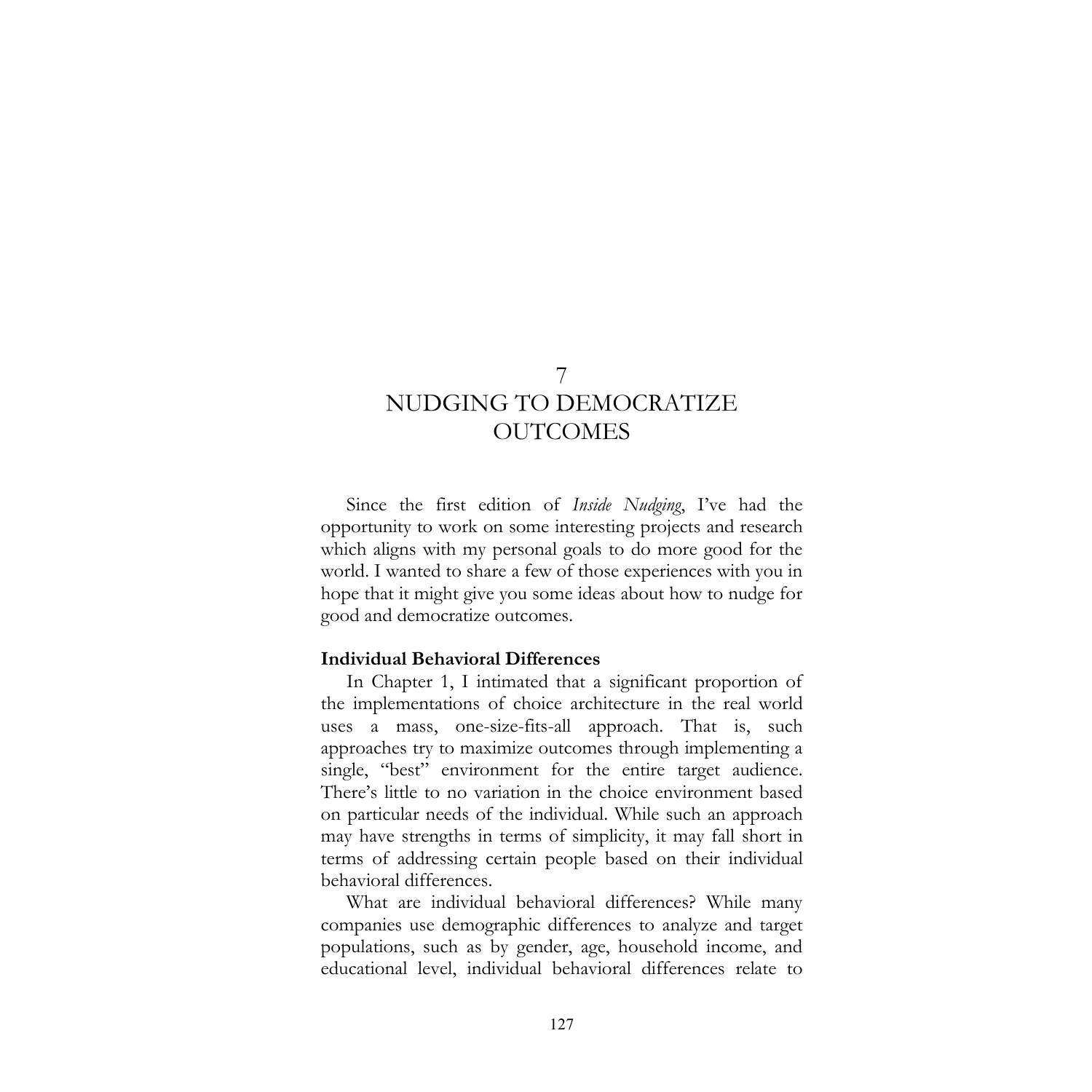# 7
# NUDGING TO DEMOCRATIZE OUTCOMES

Since the first edition of *Inside Nudging*, I've had the opportunity to work on some interesting projects and research which aligns with my personal goals to do more good for the world. I wanted to share a few of those experiences with you in hope that it might give you some ideas about how to nudge for good and democratize outcomes.

## Individual Behavioral Differences

In Chapter 1, I intimated that a significant proportion of the implementations of choice architecture in the real world uses a mass, one-size-fits-all approach. That is, such approaches try to maximize outcomes through implementing a single, "best" environment for the entire target audience. There's little to no variation in the choice environment based on particular needs of the individual. While such an approach may have strengths in terms of simplicity, it may fall short in terms of addressing certain people based on their individual behavioral differences.

What are individual behavioral differences? While many companies use demographic differences to analyze and target populations, such as by gender, age, household income, and educational level, individual behavioral differences relate to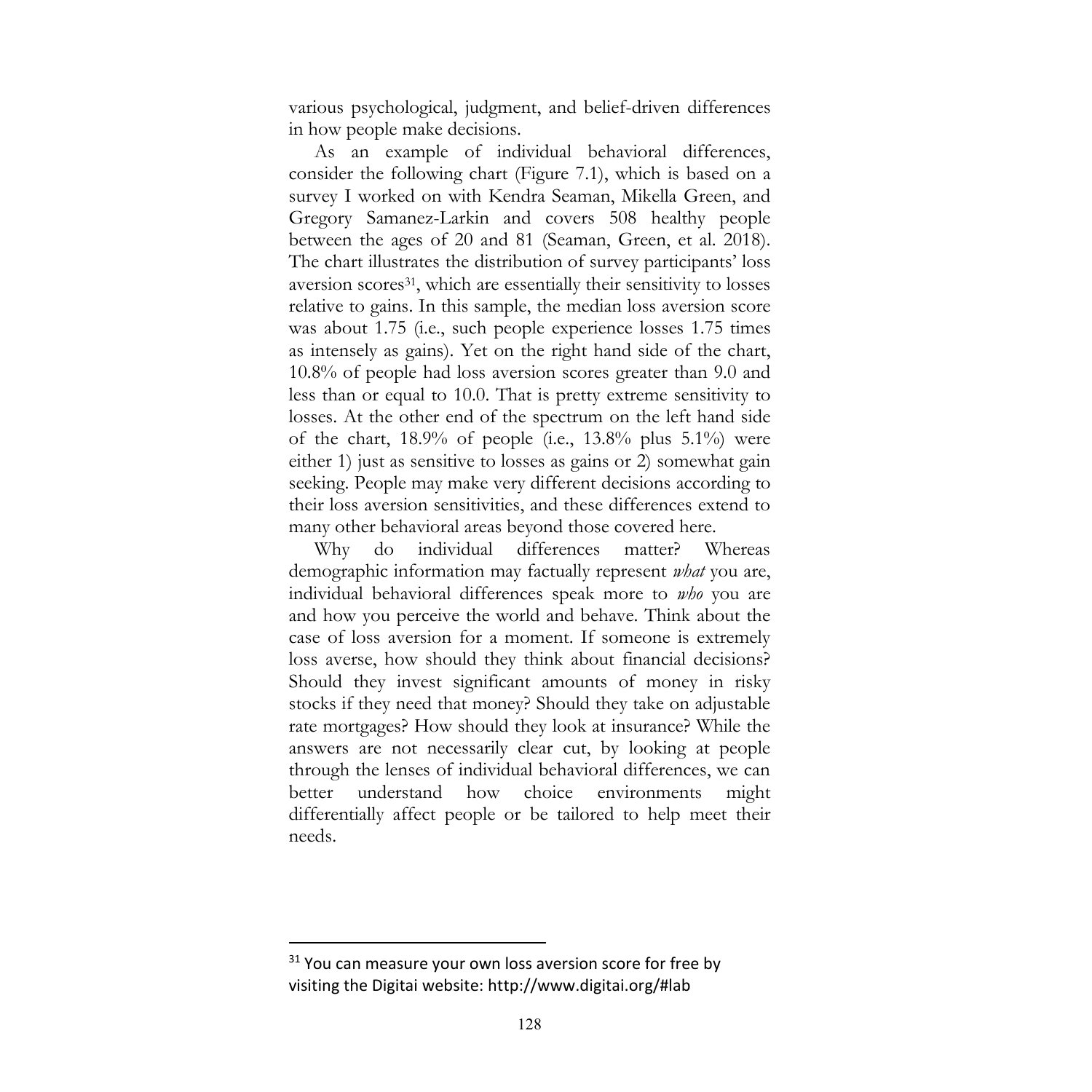various psychological, judgment, and belief-driven differences in how people make decisions.

As an example of individual behavioral differences, consider the following chart (Figure 7.1), which is based on a survey I worked on with Kendra Seaman, Mikella Green, and Gregory Samanez-Larkin and covers 508 healthy people between the ages of 20 and 81 (Seaman, Green, et al. 2018). The chart illustrates the distribution of survey participants' loss aversion scores[31], which are essentially their sensitivity to losses relative to gains. In this sample, the median loss aversion score was about 1.75 (i.e., such people experience losses 1.75 times as intensely as gains). Yet on the right hand side of the chart, 10.8% of people had loss aversion scores greater than 9.0 and less than or equal to 10.0. That is pretty extreme sensitivity to losses. At the other end of the spectrum on the left hand side of the chart, 18.9% of people (i.e., 13.8% plus 5.1%) were either 1) just as sensitive to losses as gains or 2) somewhat gain seeking. People may make very different decisions according to their loss aversion sensitivities, and these differences extend to many other behavioral areas beyond those covered here.

Why do individual differences matter? Whereas demographic information may factually represent *what* you are, individual behavioral differences speak more to *who* you are and how you perceive the world and behave. Think about the case of loss aversion for a moment. If someone is extremely loss averse, how should they think about financial decisions? Should they invest significant amounts of money in risky stocks if they need that money? Should they take on adjustable rate mortgages? How should they look at insurance? While the answers are not necessarily clear cut, by looking at people through the lenses of individual behavioral differences, we can better understand how choice environments might differentially affect people or be tailored to help meet their needs.

---

[31] You can measure your own loss aversion score for free by visiting the Digitai website: http://www.digitai.org/#lab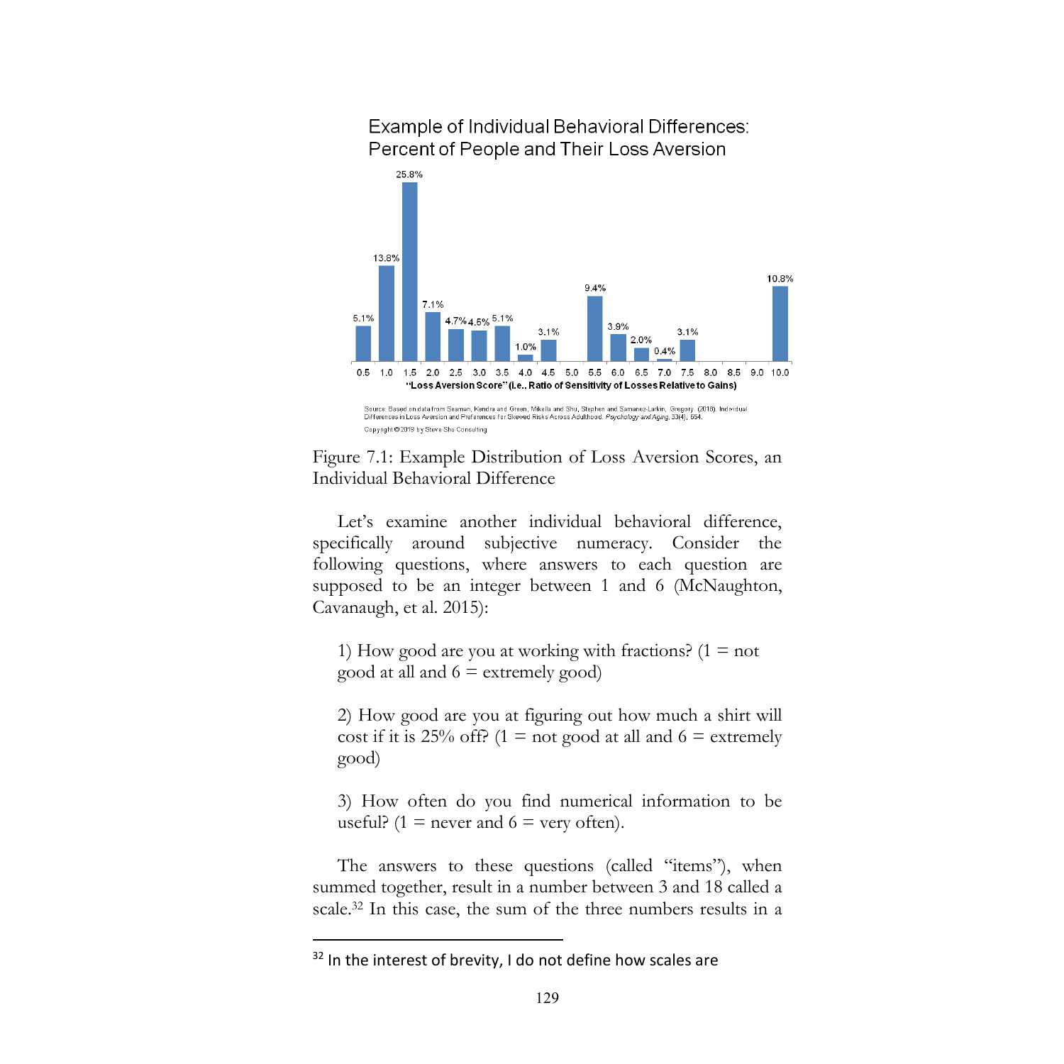Example of Individual Behavioral Differences: Percent of People and Their Loss Aversion

| "Loss Aversion Score" (i.e., Ratio of Sensitivity of Losses Relative to Gains) | Percent of People |
| --- | --- |
| 0.5 | 5.1% |
| 1.0 | 13.8% |
| 1.5 | 25.8% |
| 2.0 | 7.1% |
| 2.5 | 4.7% |
| 3.0 | 4.5% |
| 3.5 | 5.1% |
| 4.0 | 1.0% |
| 4.5 | 3.1% |
| 5.0 | |
| 5.5 | 9.4% |
| 6.0 | 3.9% |
| 6.5 | 2.0% |
| 7.0 | 0.4% |
| 7.5 | 3.1% |
| 8.0 | |
| 8.5 | |
| 9.0 | |
| 10.0 | 10.8% |

Source: Based on data from Seaman, Kendra and Green, Mikella and Shu, Stephen and Samanez-Larkin, Gregory. (2018). Individual Differences in Loss Aversion and Preferences for Skewed Risks Across Adulthood. *Psychology and Aging*, 33(4), 654.

Copyright © 2019 by Steve Shu Consulting

Figure 7.1: Example Distribution of Loss Aversion Scores, an Individual Behavioral Difference

Let's examine another individual behavioral difference, specifically around subjective numeracy. Consider the following questions, where answers to each question are supposed to be an integer between 1 and 6 (McNaughton, Cavanaugh, et al. 2015):

1) How good are you at working with fractions? (1 = not good at all and 6 = extremely good)

2) How good are you at figuring out how much a shirt will cost if it is 25% off? (1 = not good at all and 6 = extremely good)

3) How often do you find numerical information to be useful? (1 = never and 6 = very often).

The answers to these questions (called "items"), when summed together, result in a number between 3 and 18 called a scale.[32] In this case, the sum of the three numbers results in a

[32] In the interest of brevity, I do not define how scales are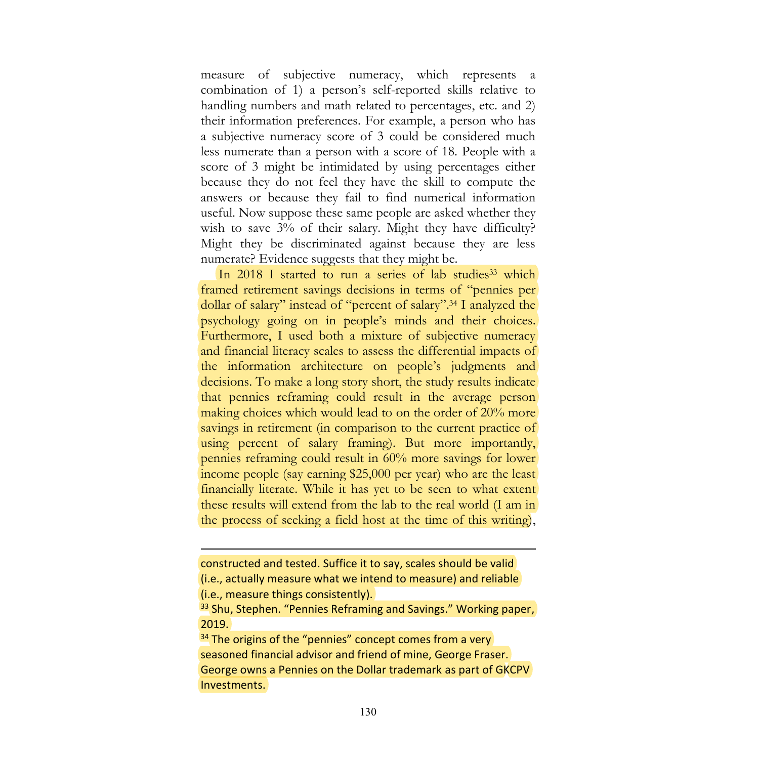measure of subjective numeracy, which represents a combination of 1) a person's self-reported skills relative to handling numbers and math related to percentages, etc. and 2) their information preferences. For example, a person who has a subjective numeracy score of 3 could be considered much less numerate than a person with a score of 18. People with a score of 3 might be intimidated by using percentages either because they do not feel they have the skill to compute the answers or because they fail to find numerical information useful. Now suppose these same people are asked whether they wish to save 3% of their salary. Might they have difficulty? Might they be discriminated against because they are less numerate? Evidence suggests that they might be.

In 2018 I started to run a series of lab studies[33] which framed retirement savings decisions in terms of "pennies per dollar of salary" instead of "percent of salary".[34] I analyzed the psychology going on in people's minds and their choices. Furthermore, I used both a mixture of subjective numeracy and financial literacy scales to assess the differential impacts of the information architecture on people's judgments and decisions. To make a long story short, the study results indicate that pennies reframing could result in the average person making choices which would lead to on the order of 20% more savings in retirement (in comparison to the current practice of using percent of salary framing). But more importantly, pennies reframing could result in 60% more savings for lower income people (say earning $25,000 per year) who are the least financially literate. While it has yet to be seen to what extent these results will extend from the lab to the real world (I am in the process of seeking a field host at the time of this writing),

---

constructed and tested. Suffice it to say, scales should be valid (i.e., actually measure what we intend to measure) and reliable (i.e., measure things consistently).

[33] Shu, Stephen. "Pennies Reframing and Savings." Working paper, 2019.

[34] The origins of the "pennies" concept comes from a very seasoned financial advisor and friend of mine, George Fraser. George owns a Pennies on the Dollar trademark as part of GKCPV Investments.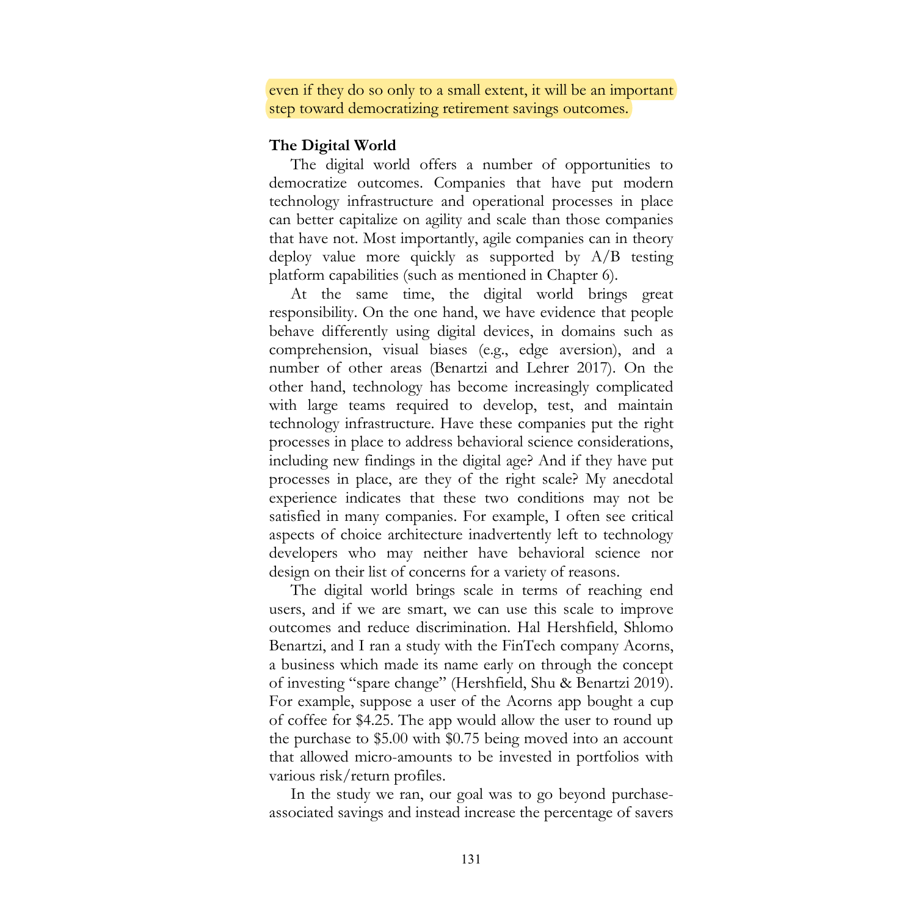even if they do so only to a small extent, it will be an important step toward democratizing retirement savings outcomes.

**The Digital World**

The digital world offers a number of opportunities to democratize outcomes. Companies that have put modern technology infrastructure and operational processes in place can better capitalize on agility and scale than those companies that have not. Most importantly, agile companies can in theory deploy value more quickly as supported by A/B testing platform capabilities (such as mentioned in Chapter 6).

At the same time, the digital world brings great responsibility. On the one hand, we have evidence that people behave differently using digital devices, in domains such as comprehension, visual biases (e.g., edge aversion), and a number of other areas (Benartzi and Lehrer 2017). On the other hand, technology has become increasingly complicated with large teams required to develop, test, and maintain technology infrastructure. Have these companies put the right processes in place to address behavioral science considerations, including new findings in the digital age? And if they have put processes in place, are they of the right scale? My anecdotal experience indicates that these two conditions may not be satisfied in many companies. For example, I often see critical aspects of choice architecture inadvertently left to technology developers who may neither have behavioral science nor design on their list of concerns for a variety of reasons.

The digital world brings scale in terms of reaching end users, and if we are smart, we can use this scale to improve outcomes and reduce discrimination. Hal Hershfield, Shlomo Benartzi, and I ran a study with the FinTech company Acorns, a business which made its name early on through the concept of investing "spare change" (Hershfield, Shu & Benartzi 2019). For example, suppose a user of the Acorns app bought a cup of coffee for $4.25. The app would allow the user to round up the purchase to $5.00 with $0.75 being moved into an account that allowed micro-amounts to be invested in portfolios with various risk/return profiles.

In the study we ran, our goal was to go beyond purchase-associated savings and instead increase the percentage of savers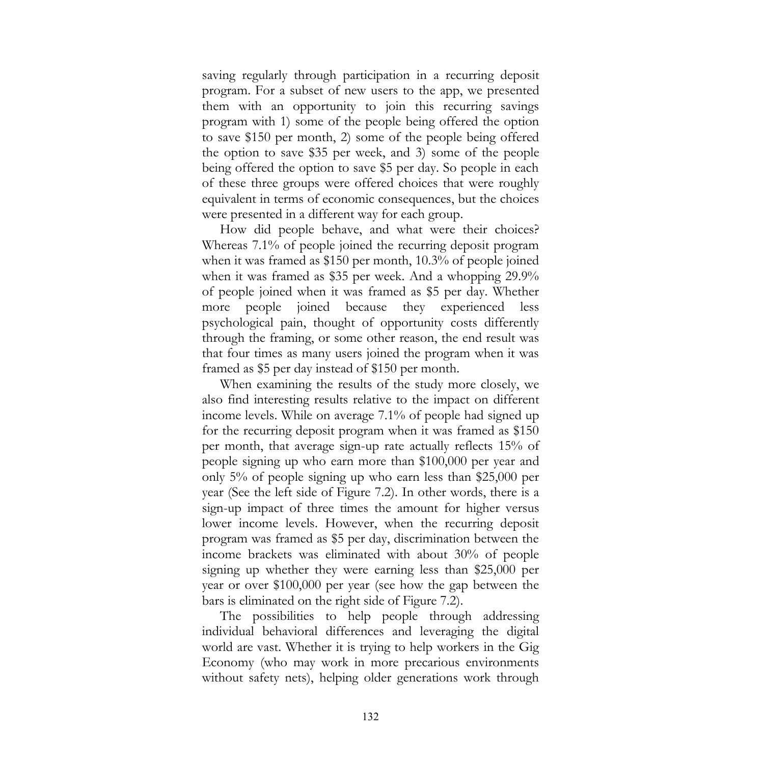saving regularly through participation in a recurring deposit program. For a subset of new users to the app, we presented them with an opportunity to join this recurring savings program with 1) some of the people being offered the option to save $150 per month, 2) some of the people being offered the option to save $35 per week, and 3) some of the people being offered the option to save $5 per day. So people in each of these three groups were offered choices that were roughly equivalent in terms of economic consequences, but the choices were presented in a different way for each group.

How did people behave, and what were their choices? Whereas 7.1% of people joined the recurring deposit program when it was framed as $150 per month, 10.3% of people joined when it was framed as $35 per week. And a whopping 29.9% of people joined when it was framed as $5 per day. Whether more people joined because they experienced less psychological pain, thought of opportunity costs differently through the framing, or some other reason, the end result was that four times as many users joined the program when it was framed as $5 per day instead of $150 per month.

When examining the results of the study more closely, we also find interesting results relative to the impact on different income levels. While on average 7.1% of people had signed up for the recurring deposit program when it was framed as $150 per month, that average sign-up rate actually reflects 15% of people signing up who earn more than $100,000 per year and only 5% of people signing up who earn less than $25,000 per year (See the left side of Figure 7.2). In other words, there is a sign-up impact of three times the amount for higher versus lower income levels. However, when the recurring deposit program was framed as $5 per day, discrimination between the income brackets was eliminated with about 30% of people signing up whether they were earning less than $25,000 per year or over $100,000 per year (see how the gap between the bars is eliminated on the right side of Figure 7.2).

The possibilities to help people through addressing individual behavioral differences and leveraging the digital world are vast. Whether it is trying to help workers in the Gig Economy (who may work in more precarious environments without safety nets), helping older generations work through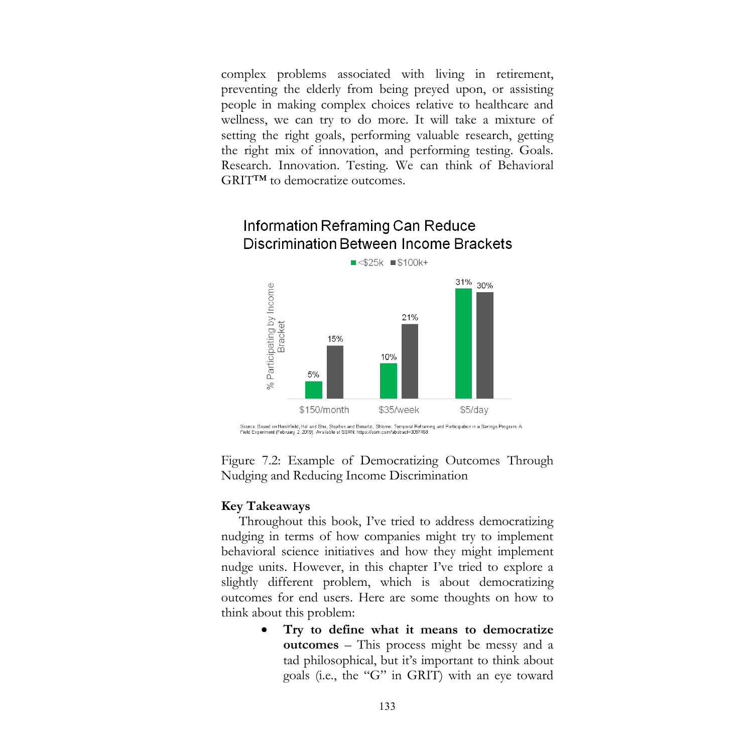complex problems associated with living in retirement, preventing the elderly from being preyed upon, or assisting people in making complex choices relative to healthcare and wellness, we can try to do more. It will take a mixture of setting the right goals, performing valuable research, getting the right mix of innovation, and performing testing. Goals. Research. Innovation. Testing. We can think of Behavioral GRIT™ to democratize outcomes.

**Information Reframing Can Reduce Discrimination Between Income Brackets**

| % Participating by Income Bracket | <$25k | $100k+ |
| --- | --- | --- |
| $150/month | 5% | 15% |
| $35/week | 10% | 21% |
| $5/day | 31% | 30% |

Source: Based on Hershfield, Hal and Shu, Stephen and Benartzi, Shlomo, Temporal Reframing and Participation in a Savings Program: A Field Experiment (February 2, 2019). Available at SSRN: https://ssrn.com/abstract=3097468

Figure 7.2: Example of Democratizing Outcomes Through Nudging and Reducing Income Discrimination

**Key Takeaways**

Throughout this book, I've tried to address democratizing nudging in terms of how companies might try to implement behavioral science initiatives and how they might implement nudge units. However, in this chapter I've tried to explore a slightly different problem, which is about democratizing outcomes for end users. Here are some thoughts on how to think about this problem:

- **Try to define what it means to democratize outcomes** – This process might be messy and a tad philosophical, but it's important to think about goals (i.e., the "G" in GRIT) with an eye toward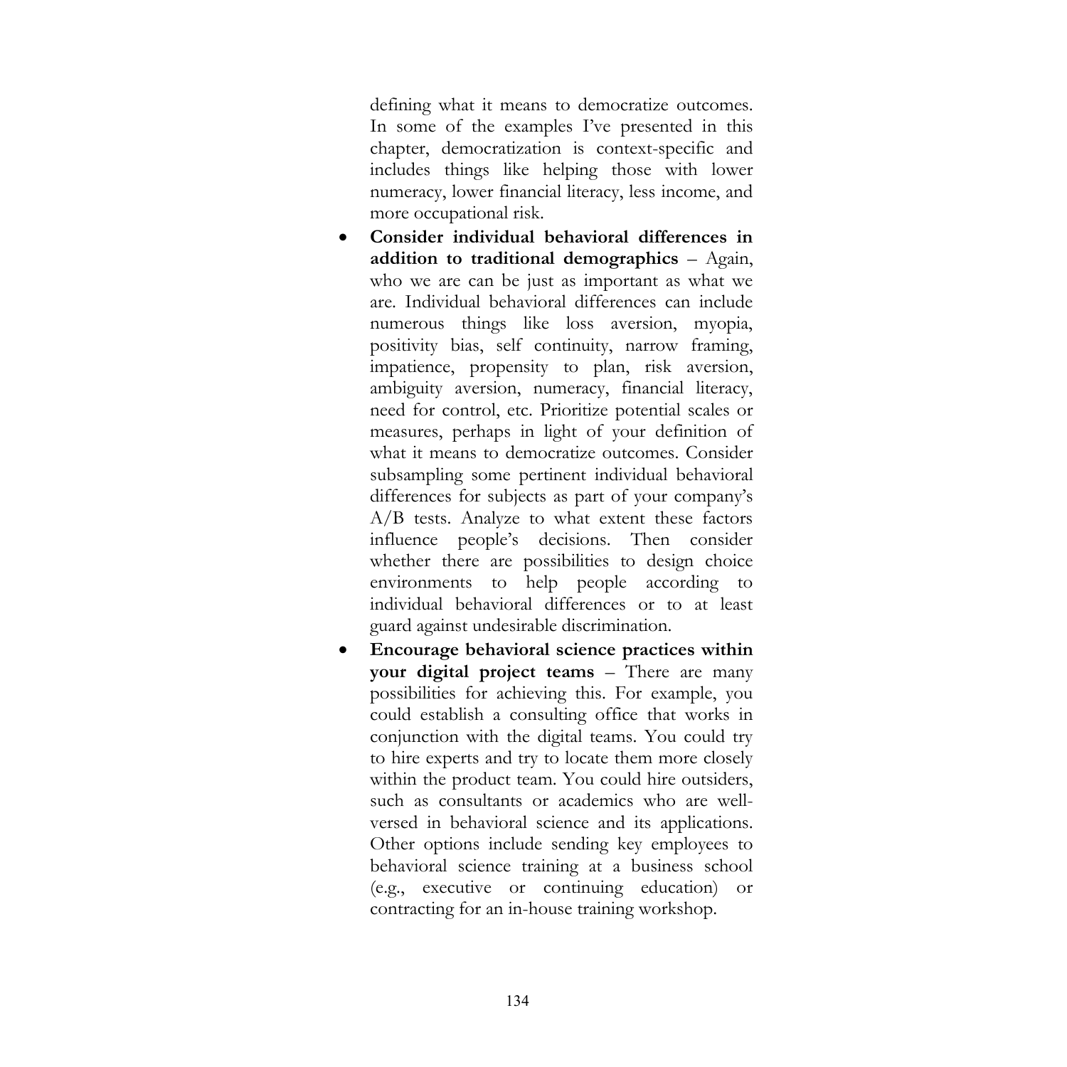defining what it means to democratize outcomes. In some of the examples I've presented in this chapter, democratization is context-specific and includes things like helping those with lower numeracy, lower financial literacy, less income, and more occupational risk.

- **Consider individual behavioral differences in addition to traditional demographics** – Again, who we are can be just as important as what we are. Individual behavioral differences can include numerous things like loss aversion, myopia, positivity bias, self continuity, narrow framing, impatience, propensity to plan, risk aversion, ambiguity aversion, numeracy, financial literacy, need for control, etc. Prioritize potential scales or measures, perhaps in light of your definition of what it means to democratize outcomes. Consider subsampling some pertinent individual behavioral differences for subjects as part of your company's A/B tests. Analyze to what extent these factors influence people's decisions. Then consider whether there are possibilities to design choice environments to help people according to individual behavioral differences or to at least guard against undesirable discrimination.
- **Encourage behavioral science practices within your digital project teams** – There are many possibilities for achieving this. For example, you could establish a consulting office that works in conjunction with the digital teams. You could try to hire experts and try to locate them more closely within the product team. You could hire outsiders, such as consultants or academics who are well-versed in behavioral science and its applications. Other options include sending key employees to behavioral science training at a business school (e.g., executive or continuing education) or contracting for an in-house training workshop.